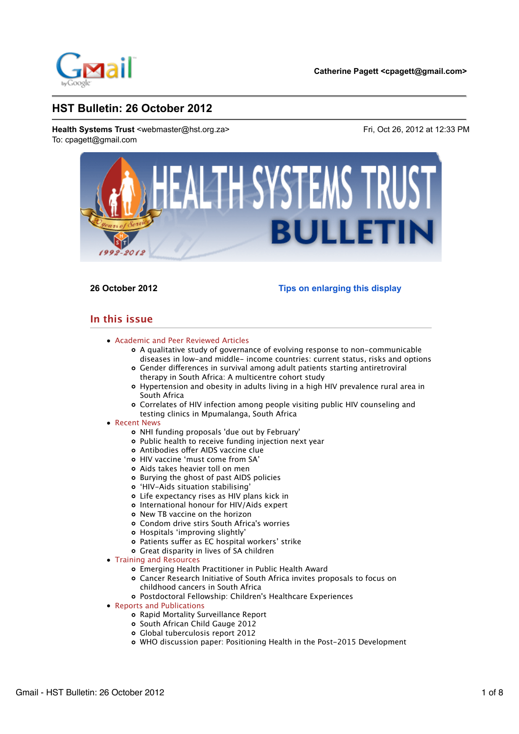Catherine Pagett <cpagett@gmail.com>

# HST Bulletin: 26 October 2012

**Health Systems Trust** <webmaster@hst.org.za>
To: cpagett@gmail.com

Fri, Oct 26, 2012 at 12:33 PM

**26 October 2012**

**Tips on enlarging this display**

## In this issue

- Academic and Peer Reviewed Articles
  - A qualitative study of governance of evolving response to non-communicable diseases in low-and middle- income countries: current status, risks and options
  - Gender differences in survival among adult patients starting antiretroviral therapy in South Africa: A multicentre cohort study
  - Hypertension and obesity in adults living in a high HIV prevalence rural area in South Africa
  - Correlates of HIV infection among people visiting public HIV counseling and testing clinics in Mpumalanga, South Africa
- Recent News
  - NHI funding proposals 'due out by February'
  - Public health to receive funding injection next year
  - Antibodies offer AIDS vaccine clue
  - HIV vaccine 'must come from SA'
  - Aids takes heavier toll on men
  - Burying the ghost of past AIDS policies
  - 'HIV-Aids situation stabilising'
  - Life expectancy rises as HIV plans kick in
  - International honour for HIV/Aids expert
  - New TB vaccine on the horizon
  - Condom drive stirs South Africa's worries
  - Hospitals 'improving slightly'
  - Patients suffer as EC hospital workers' strike
  - Great disparity in lives of SA children
- Training and Resources
  - Emerging Health Practitioner in Public Health Award
  - Cancer Research Initiative of South Africa invites proposals to focus on childhood cancers in South Africa
  - Postdoctoral Fellowship: Children's Healthcare Experiences
- Reports and Publications
  - Rapid Mortality Surveillance Report
  - South African Child Gauge 2012
  - Global tuberculosis report 2012
  - WHO discussion paper: Positioning Health in the Post-2015 Development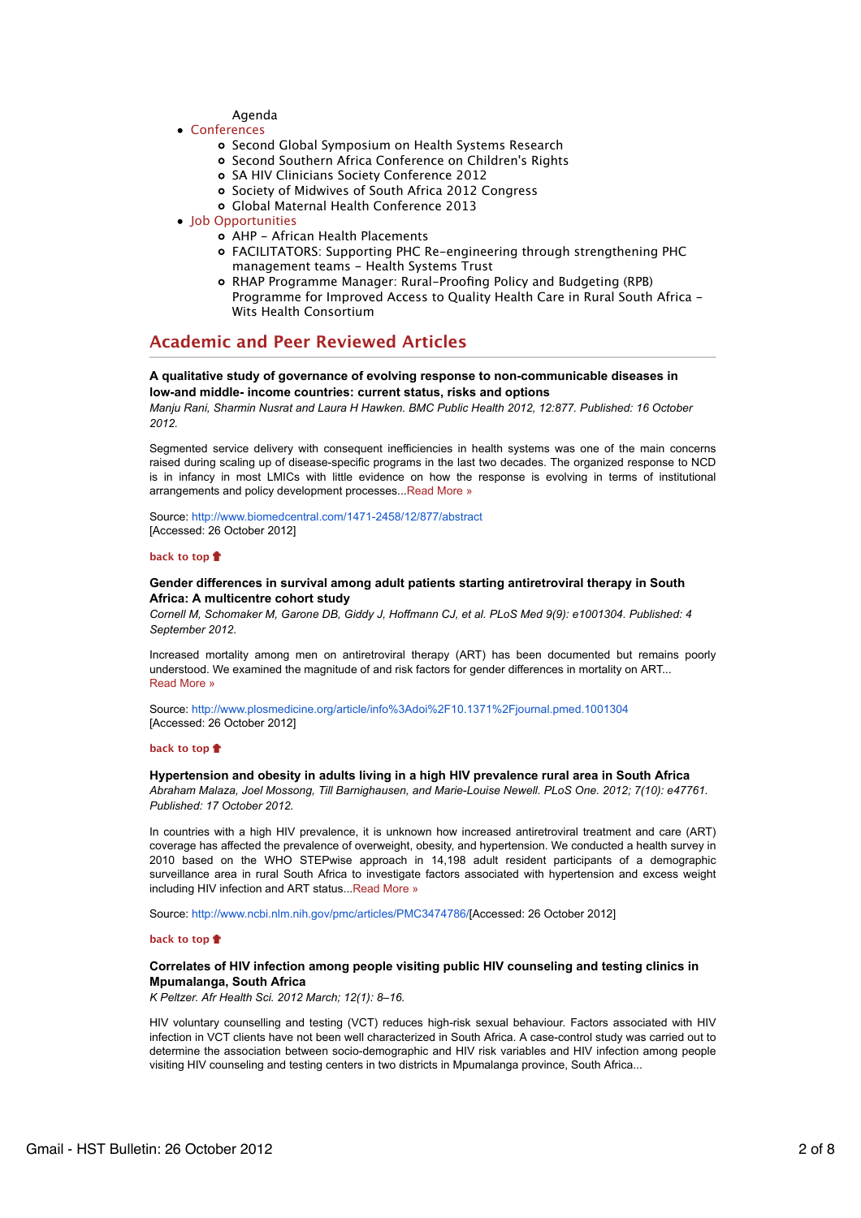Agenda

- Conferences
  - Second Global Symposium on Health Systems Research
  - Second Southern Africa Conference on Children's Rights
  - SA HIV Clinicians Society Conference 2012
  - Society of Midwives of South Africa 2012 Congress
  - Global Maternal Health Conference 2013
- Job Opportunities
  - AHP - African Health Placements
  - FACILITATORS: Supporting PHC Re-engineering through strengthening PHC management teams - Health Systems Trust
  - RHAP Programme Manager: Rural-Proofing Policy and Budgeting (RPB) Programme for Improved Access to Quality Health Care in Rural South Africa - Wits Health Consortium

## Academic and Peer Reviewed Articles

**A qualitative study of governance of evolving response to non-communicable diseases in low-and middle- income countries: current status, risks and options**

*Manju Rani, Sharmin Nusrat and Laura H Hawken. BMC Public Health 2012, 12:877. Published: 16 October 2012.*

Segmented service delivery with consequent inefficiencies in health systems was one of the main concerns raised during scaling up of disease-specific programs in the last two decades. The organized response to NCD is in infancy in most LMICs with little evidence on how the response is evolving in terms of institutional arrangements and policy development processes...Read More »

Source: http://www.biomedcentral.com/1471-2458/12/877/abstract
[Accessed: 26 October 2012]

back to top

**Gender differences in survival among adult patients starting antiretroviral therapy in South Africa: A multicentre cohort study**

*Cornell M, Schomaker M, Garone DB, Giddy J, Hoffmann CJ, et al. PLoS Med 9(9): e1001304. Published: 4 September 2012.*

Increased mortality among men on antiretroviral therapy (ART) has been documented but remains poorly understood. We examined the magnitude of and risk factors for gender differences in mortality on ART...
Read More »

Source: http://www.plosmedicine.org/article/info%3Adoi%2F10.1371%2Fjournal.pmed.1001304
[Accessed: 26 October 2012]

back to top

**Hypertension and obesity in adults living in a high HIV prevalence rural area in South Africa**

*Abraham Malaza, Joel Mossong, Till Barnighausen, and Marie-Louise Newell. PLoS One. 2012; 7(10): e47761. Published: 17 October 2012.*

In countries with a high HIV prevalence, it is unknown how increased antiretroviral treatment and care (ART) coverage has affected the prevalence of overweight, obesity, and hypertension. We conducted a health survey in 2010 based on the WHO STEPwise approach in 14,198 adult resident participants of a demographic surveillance area in rural South Africa to investigate factors associated with hypertension and excess weight including HIV infection and ART status...Read More »

Source: http://www.ncbi.nlm.nih.gov/pmc/articles/PMC3474786/[Accessed: 26 October 2012]

back to top

**Correlates of HIV infection among people visiting public HIV counseling and testing clinics in Mpumalanga, South Africa**

*K Peltzer. Afr Health Sci. 2012 March; 12(1): 8–16.*

HIV voluntary counselling and testing (VCT) reduces high-risk sexual behaviour. Factors associated with HIV infection in VCT clients have not been well characterized in South Africa. A case-control study was carried out to determine the association between socio-demographic and HIV risk variables and HIV infection among people visiting HIV counseling and testing centers in two districts in Mpumalanga province, South Africa...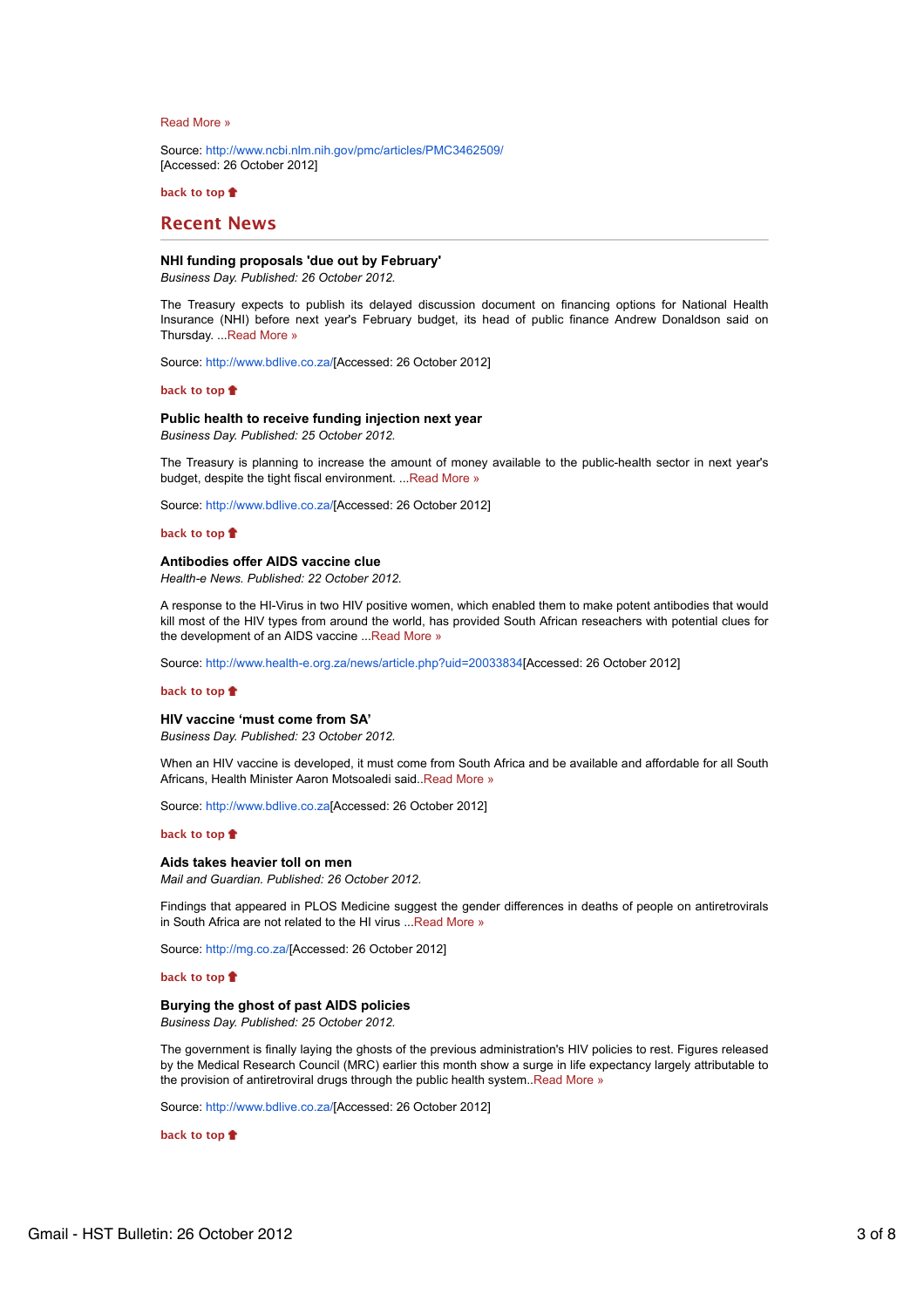Read More »

Source: http://www.ncbi.nlm.nih.gov/pmc/articles/PMC3462509/
[Accessed: 26 October 2012]

back to top

## Recent News

**NHI funding proposals 'due out by February'**
*Business Day. Published: 26 October 2012.*

The Treasury expects to publish its delayed discussion document on financing options for National Health Insurance (NHI) before next year's February budget, its head of public finance Andrew Donaldson said on Thursday. ...Read More »

Source: http://www.bdlive.co.za/[Accessed: 26 October 2012]

back to top

**Public health to receive funding injection next year**
*Business Day. Published: 25 October 2012.*

The Treasury is planning to increase the amount of money available to the public-health sector in next year's budget, despite the tight fiscal environment. ...Read More »

Source: http://www.bdlive.co.za/[Accessed: 26 October 2012]

back to top

**Antibodies offer AIDS vaccine clue**
*Health-e News. Published: 22 October 2012.*

A response to the HI-Virus in two HIV positive women, which enabled them to make potent antibodies that would kill most of the HIV types from around the world, has provided South African reseachers with potential clues for the development of an AIDS vaccine ...Read More »

Source: http://www.health-e.org.za/news/article.php?uid=20033834[Accessed: 26 October 2012]

back to top

**HIV vaccine 'must come from SA'**
*Business Day. Published: 23 October 2012.*

When an HIV vaccine is developed, it must come from South Africa and be available and affordable for all South Africans, Health Minister Aaron Motsoaledi said..Read More »

Source: http://www.bdlive.co.za[Accessed: 26 October 2012]

back to top

**Aids takes heavier toll on men**
*Mail and Guardian. Published: 26 October 2012.*

Findings that appeared in PLOS Medicine suggest the gender differences in deaths of people on antiretrovirals in South Africa are not related to the HI virus ...Read More »

Source: http://mg.co.za/[Accessed: 26 October 2012]

back to top

**Burying the ghost of past AIDS policies**
*Business Day. Published: 25 October 2012.*

The government is finally laying the ghosts of the previous administration's HIV policies to rest. Figures released by the Medical Research Council (MRC) earlier this month show a surge in life expectancy largely attributable to the provision of antiretroviral drugs through the public health system..Read More »

Source: http://www.bdlive.co.za/[Accessed: 26 October 2012]

back to top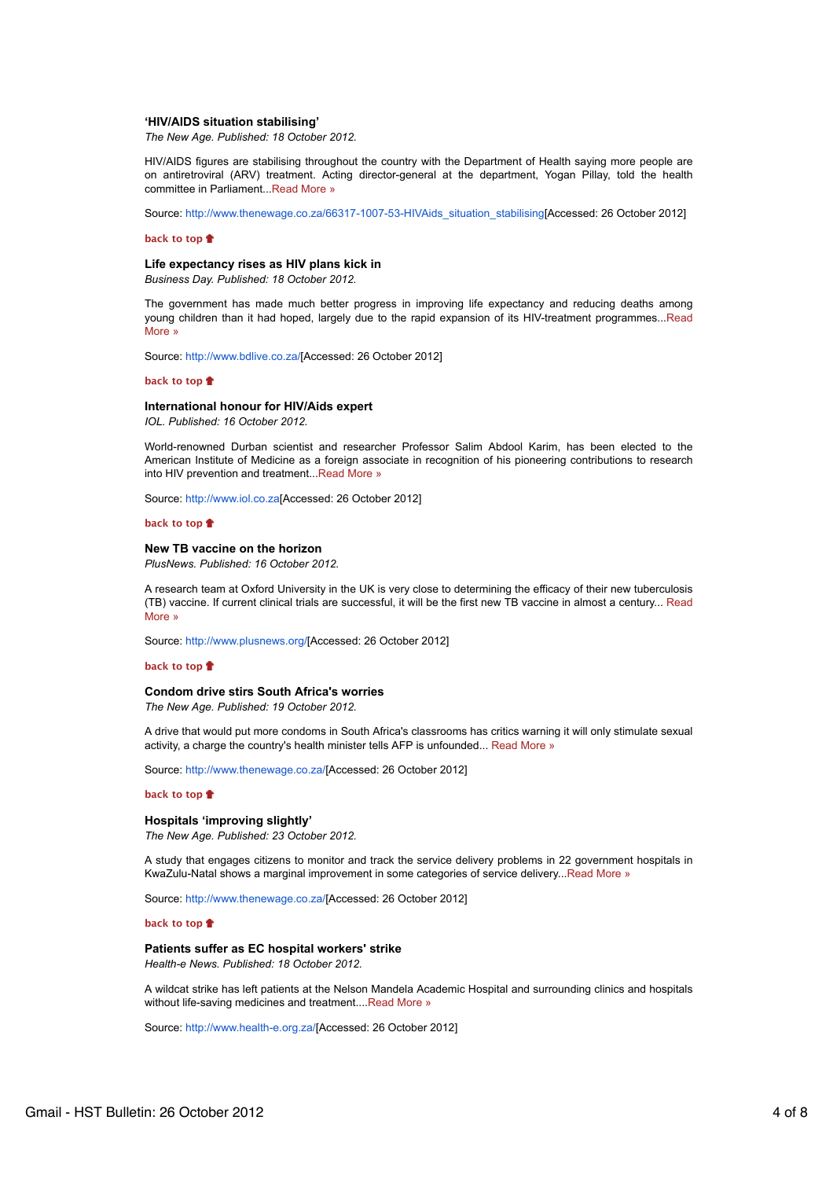**'HIV/AIDS situation stabilising'**

*The New Age. Published: 18 October 2012.*

HIV/AIDS figures are stabilising throughout the country with the Department of Health saying more people are on antiretroviral (ARV) treatment. Acting director-general at the department, Yogan Pillay, told the health committee in Parliament...Read More »

Source: http://www.thenewage.co.za/66317-1007-53-HIVAids_situation_stabilising[Accessed: 26 October 2012]

back to top

**Life expectancy rises as HIV plans kick in**

*Business Day. Published: 18 October 2012.*

The government has made much better progress in improving life expectancy and reducing deaths among young children than it had hoped, largely due to the rapid expansion of its HIV-treatment programmes...Read More »

Source: http://www.bdlive.co.za/[Accessed: 26 October 2012]

back to top

**International honour for HIV/Aids expert**

*IOL. Published: 16 October 2012.*

World-renowned Durban scientist and researcher Professor Salim Abdool Karim, has been elected to the American Institute of Medicine as a foreign associate in recognition of his pioneering contributions to research into HIV prevention and treatment...Read More »

Source: http://www.iol.co.za[Accessed: 26 October 2012]

back to top

**New TB vaccine on the horizon**

*PlusNews. Published: 16 October 2012.*

A research team at Oxford University in the UK is very close to determining the efficacy of their new tuberculosis (TB) vaccine. If current clinical trials are successful, it will be the first new TB vaccine in almost a century... Read More »

Source: http://www.plusnews.org/[Accessed: 26 October 2012]

back to top

**Condom drive stirs South Africa's worries**

*The New Age. Published: 19 October 2012.*

A drive that would put more condoms in South Africa's classrooms has critics warning it will only stimulate sexual activity, a charge the country's health minister tells AFP is unfounded... Read More »

Source: http://www.thenewage.co.za/[Accessed: 26 October 2012]

back to top

**Hospitals 'improving slightly'**

*The New Age. Published: 23 October 2012.*

A study that engages citizens to monitor and track the service delivery problems in 22 government hospitals in KwaZulu-Natal shows a marginal improvement in some categories of service delivery...Read More »

Source: http://www.thenewage.co.za/[Accessed: 26 October 2012]

back to top

**Patients suffer as EC hospital workers' strike**

*Health-e News. Published: 18 October 2012.*

A wildcat strike has left patients at the Nelson Mandela Academic Hospital and surrounding clinics and hospitals without life-saving medicines and treatment....Read More »

Source: http://www.health-e.org.za/[Accessed: 26 October 2012]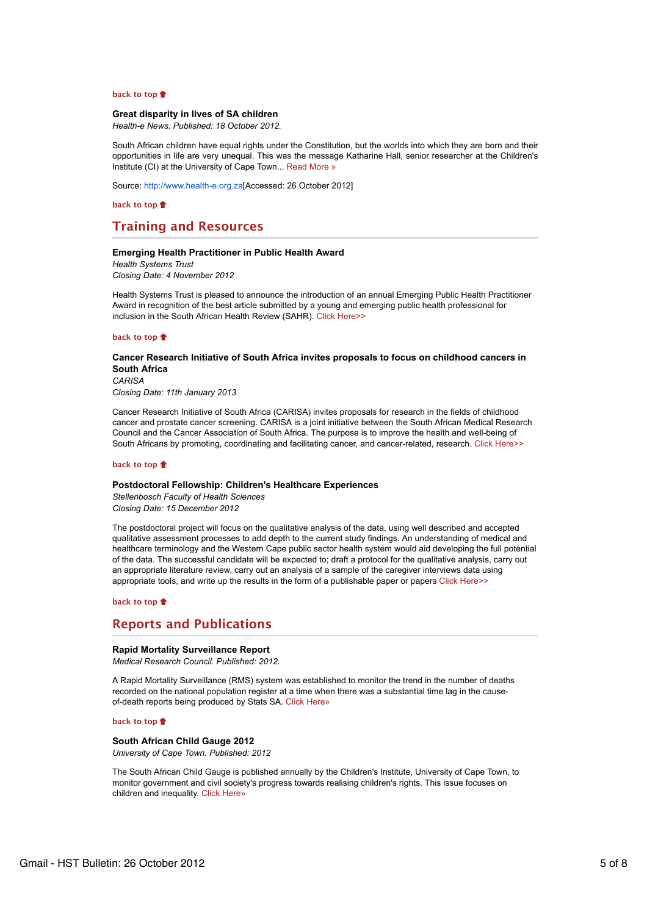back to top

**Great disparity in lives of SA children**

*Health-e News. Published: 18 October 2012.*

South African children have equal rights under the Constitution, but the worlds into which they are born and their opportunities in life are very unequal. This was the message Katharine Hall, senior researcher at the Children's Institute (CI) at the University of Cape Town... Read More »

Source: http://www.health-e.org.za[Accessed: 26 October 2012]

back to top

## Training and Resources

**Emerging Health Practitioner in Public Health Award**

*Health Systems Trust*

*Closing Date: 4 November 2012*

Health Systems Trust is pleased to announce the introduction of an annual Emerging Public Health Practitioner Award in recognition of the best article submitted by a young and emerging public health professional for inclusion in the South African Health Review (SAHR). Click Here>>

back to top

**Cancer Research Initiative of South Africa invites proposals to focus on childhood cancers in South Africa**

*CARISA*

*Closing Date: 11th January 2013*

Cancer Research Initiative of South Africa (CARISA) invites proposals for research in the fields of childhood cancer and prostate cancer screening. CARISA is a joint initiative between the South African Medical Research Council and the Cancer Association of South Africa. The purpose is to improve the health and well-being of South Africans by promoting, coordinating and facilitating cancer, and cancer-related, research. Click Here>>

back to top

**Postdoctoral Fellowship: Children's Healthcare Experiences**

*Stellenbosch Faculty of Health Sciences*

*Closing Date: 15 December 2012*

The postdoctoral project will focus on the qualitative analysis of the data, using well described and accepted qualitative assessment processes to add depth to the current study findings. An understanding of medical and healthcare terminology and the Western Cape public sector health system would aid developing the full potential of the data. The successful candidate will be expected to; draft a protocol for the qualitative analysis, carry out an appropriate literature review, carry out an analysis of a sample of the caregiver interviews data using appropriate tools, and write up the results in the form of a publishable paper or papers Click Here>>

back to top

## Reports and Publications

**Rapid Mortality Surveillance Report**

*Medical Research Council. Published: 2012.*

A Rapid Mortality Surveillance (RMS) system was established to monitor the trend in the number of deaths recorded on the national population register at a time when there was a substantial time lag in the cause-of-death reports being produced by Stats SA. Click Here»

back to top

**South African Child Gauge 2012**

*University of Cape Town. Published: 2012*

The South African Child Gauge is published annually by the Children's Institute, University of Cape Town, to monitor government and civil society's progress towards realising children's rights. This issue focuses on children and inequality. Click Here»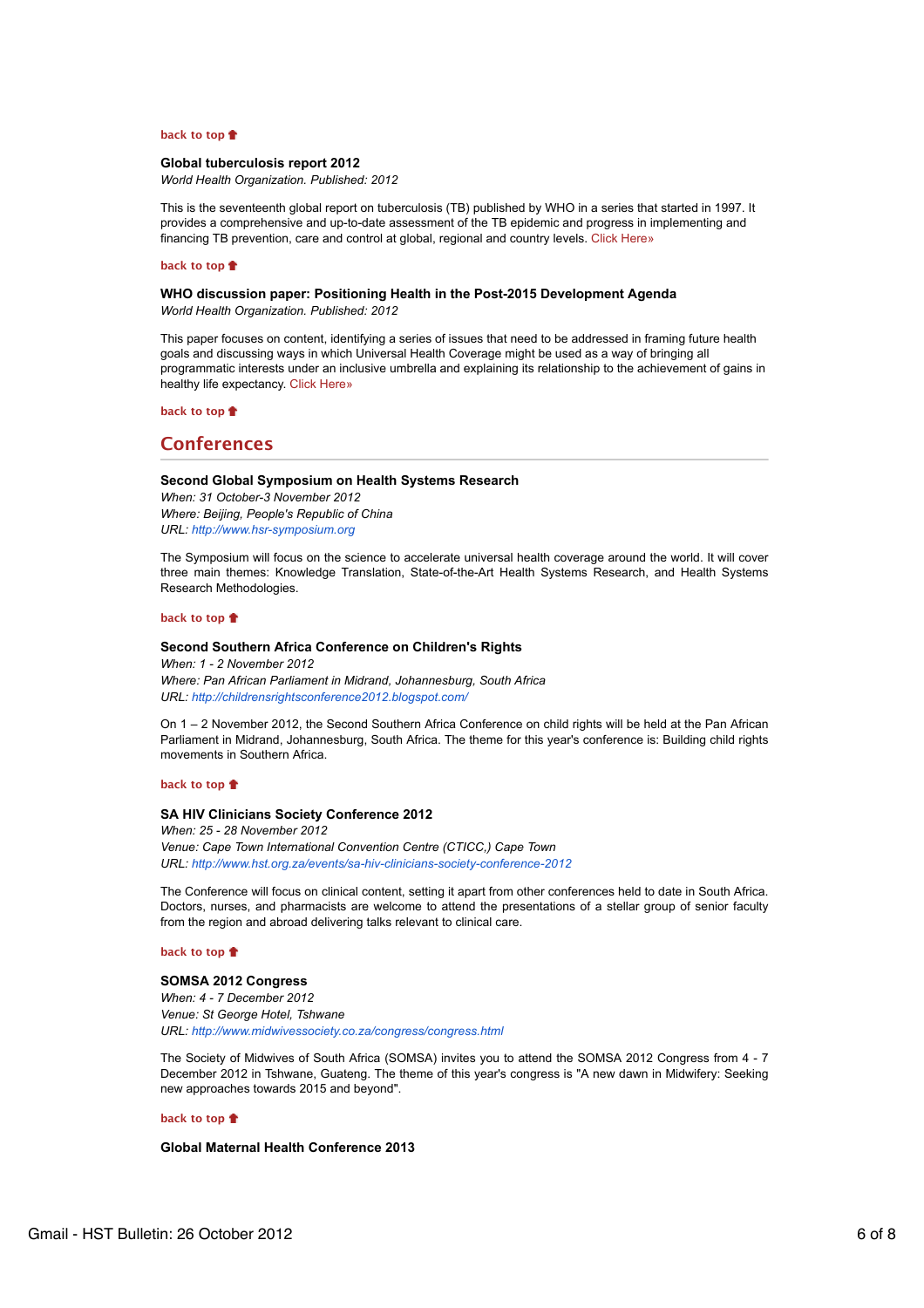back to top

**Global tuberculosis report 2012**
*World Health Organization. Published: 2012*

This is the seventeenth global report on tuberculosis (TB) published by WHO in a series that started in 1997. It provides a comprehensive and up-to-date assessment of the TB epidemic and progress in implementing and financing TB prevention, care and control at global, regional and country levels. Click Here»

back to top

**WHO discussion paper: Positioning Health in the Post-2015 Development Agenda**
*World Health Organization. Published: 2012*

This paper focuses on content, identifying a series of issues that need to be addressed in framing future health goals and discussing ways in which Universal Health Coverage might be used as a way of bringing all programmatic interests under an inclusive umbrella and explaining its relationship to the achievement of gains in healthy life expectancy. Click Here»

back to top

## Conferences

**Second Global Symposium on Health Systems Research**
*When: 31 October-3 November 2012*
*Where: Beijing, People's Republic of China*
*URL: http://www.hsr-symposium.org*

The Symposium will focus on the science to accelerate universal health coverage around the world. It will cover three main themes: Knowledge Translation, State-of-the-Art Health Systems Research, and Health Systems Research Methodologies.

back to top

**Second Southern Africa Conference on Children's Rights**
*When: 1 - 2 November 2012*
*Where: Pan African Parliament in Midrand, Johannesburg, South Africa*
*URL: http://childrensrightsconference2012.blogspot.com/*

On 1 – 2 November 2012, the Second Southern Africa Conference on child rights will be held at the Pan African Parliament in Midrand, Johannesburg, South Africa. The theme for this year's conference is: Building child rights movements in Southern Africa.

back to top

**SA HIV Clinicians Society Conference 2012**
*When: 25 - 28 November 2012*
*Venue: Cape Town International Convention Centre (CTICC,) Cape Town*
*URL: http://www.hst.org.za/events/sa-hiv-clinicians-society-conference-2012*

The Conference will focus on clinical content, setting it apart from other conferences held to date in South Africa. Doctors, nurses, and pharmacists are welcome to attend the presentations of a stellar group of senior faculty from the region and abroad delivering talks relevant to clinical care.

back to top

**SOMSA 2012 Congress**
*When: 4 - 7 December 2012*
*Venue: St George Hotel, Tshwane*
*URL: http://www.midwivessociety.co.za/congress/congress.html*

The Society of Midwives of South Africa (SOMSA) invites you to attend the SOMSA 2012 Congress from 4 - 7 December 2012 in Tshwane, Guateng. The theme of this year's congress is "A new dawn in Midwifery: Seeking new approaches towards 2015 and beyond".

back to top

**Global Maternal Health Conference 2013**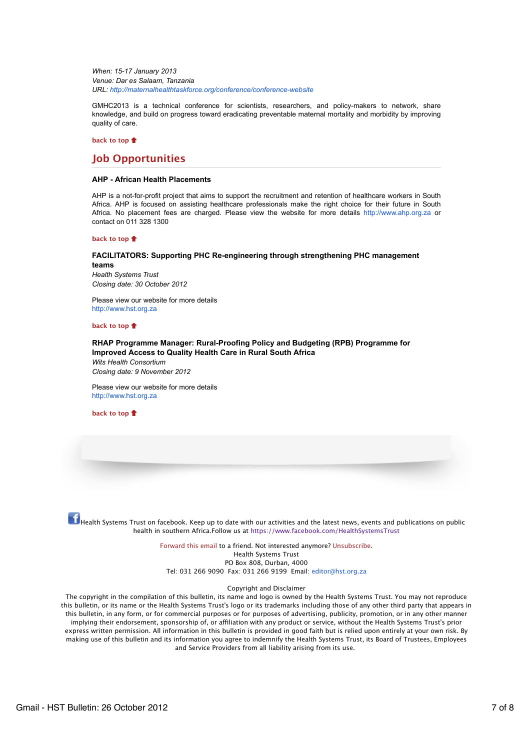*When: 15-17 January 2013*
*Venue: Dar es Salaam, Tanzania*
*URL: http://maternalhealthtaskforce.org/conference/conference-website*

GMHC2013 is a technical conference for scientists, researchers, and policy-makers to network, share knowledge, and build on progress toward eradicating preventable maternal mortality and morbidity by improving quality of care.

back to top

## Job Opportunities

**AHP - African Health Placements**

AHP is a not-for-profit project that aims to support the recruitment and retention of healthcare workers in South Africa. AHP is focused on assisting healthcare professionals make the right choice for their future in South Africa. No placement fees are charged. Please view the website for more details http://www.ahp.org.za or contact on 011 328 1300

back to top

**FACILITATORS: Supporting PHC Re-engineering through strengthening PHC management teams**
*Health Systems Trust*
*Closing date: 30 October 2012*

Please view our website for more details
http://www.hst.org.za

back to top

**RHAP Programme Manager: Rural-Proofing Policy and Budgeting (RPB) Programme for Improved Access to Quality Health Care in Rural South Africa**
*Wits Health Consortium*
*Closing date: 9 November 2012*

Please view our website for more details
http://www.hst.org.za

back to top

Health Systems Trust on facebook. Keep up to date with our activities and the latest news, events and publications on public health in southern Africa.Follow us at https://www.facebook.com/HealthSystemsTrust

Forward this email to a friend. Not interested anymore? Unsubscribe.
Health Systems Trust
PO Box 808, Durban, 4000
Tel: 031 266 9090 Fax: 031 266 9199 Email: editor@hst.org.za

Copyright and Disclaimer
The copyright in the compilation of this bulletin, its name and logo is owned by the Health Systems Trust. You may not reproduce this bulletin, or its name or the Health Systems Trust's logo or its trademarks including those of any other third party that appears in this bulletin, in any form, or for commercial purposes or for purposes of advertising, publicity, promotion, or in any other manner implying their endorsement, sponsorship of, or affiliation with any product or service, without the Health Systems Trust's prior express written permission. All information in this bulletin is provided in good faith but is relied upon entirely at your own risk. By making use of this bulletin and its information you agree to indemnify the Health Systems Trust, its Board of Trustees, Employees and Service Providers from all liability arising from its use.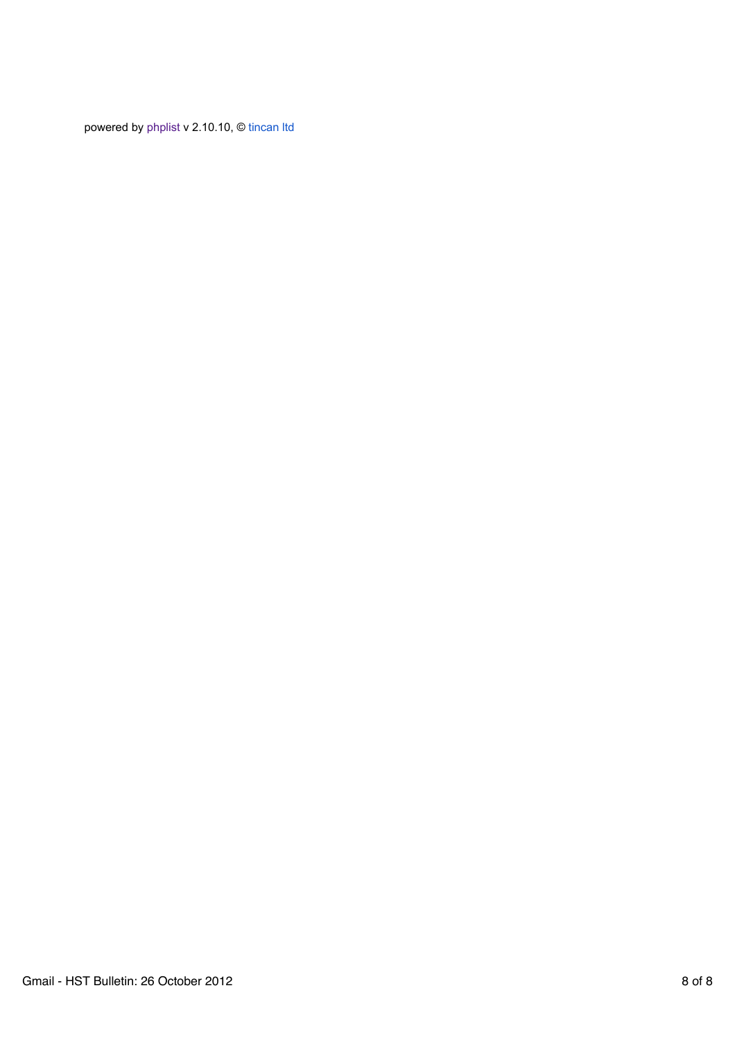powered by phplist v 2.10.10, © tincan ltd